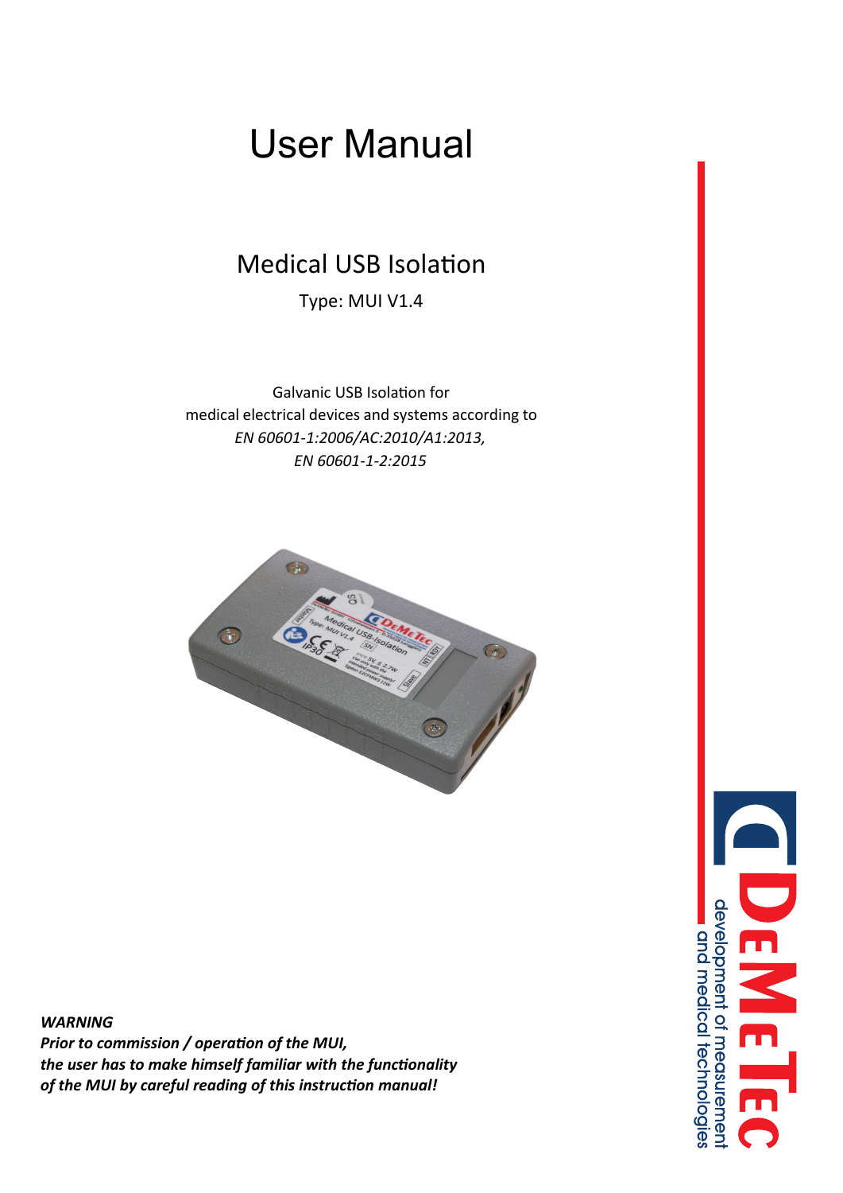# User Manual

## Medical USB Isolation

Type: MUI V1.4

Galvanic USB Isolation for
medical electrical devices and systems according to
*EN 60601-1:2006/AC:2010/A1:2013,*
*EN 60601-1-2:2015*

***WARNING***
***Prior to commission / operation of the MUI,***
***the user has to make himself familiar with the functionality***
***of the MUI by careful reading of this instruction manual!***

DEMETEC
development of measurement
and medical technologies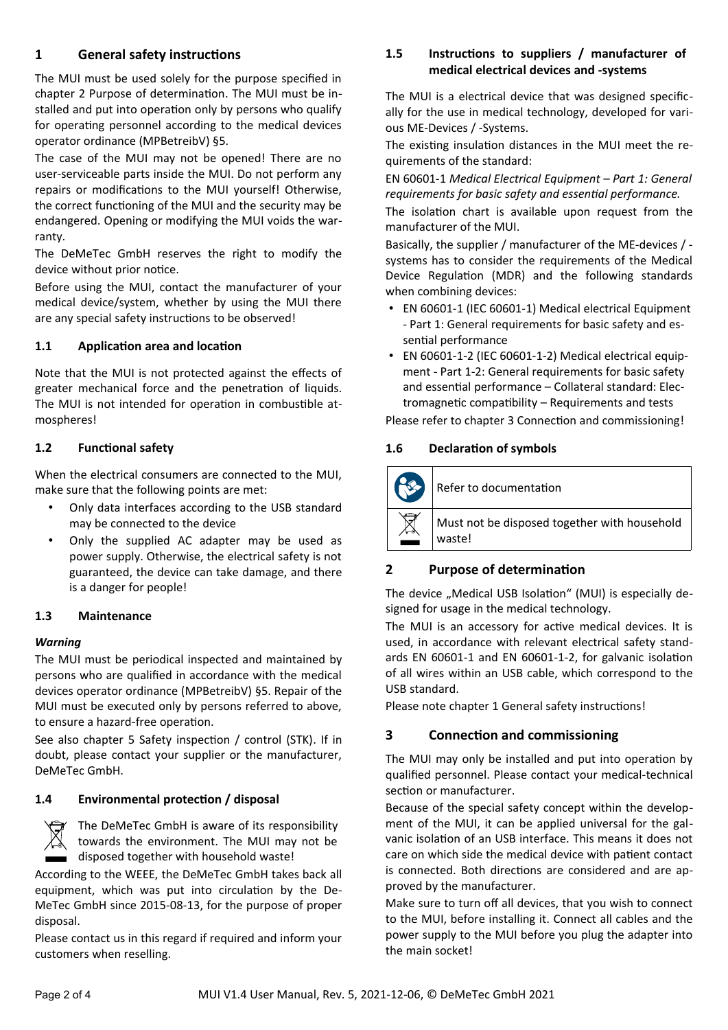## 1 General safety instructions

The MUI must be used solely for the purpose specified in chapter 2 Purpose of determination. The MUI must be installed and put into operation only by persons who qualify for operating personnel according to the medical devices operator ordinance (MPBetreibV) §5.

The case of the MUI may not be opened! There are no user-serviceable parts inside the MUI. Do not perform any repairs or modifications to the MUI yourself! Otherwise, the correct functioning of the MUI and the security may be endangered. Opening or modifying the MUI voids the warranty.

The DeMeTec GmbH reserves the right to modify the device without prior notice.

Before using the MUI, contact the manufacturer of your medical device/system, whether by using the MUI there are any special safety instructions to be observed!

### 1.1 Application area and location

Note that the MUI is not protected against the effects of greater mechanical force and the penetration of liquids. The MUI is not intended for operation in combustible atmospheres!

### 1.2 Functional safety

When the electrical consumers are connected to the MUI, make sure that the following points are met:

- Only data interfaces according to the USB standard may be connected to the device
- Only the supplied AC adapter may be used as power supply. Otherwise, the electrical safety is not guaranteed, the device can take damage, and there is a danger for people!

### 1.3 Maintenance

***Warning***

The MUI must be periodical inspected and maintained by persons who are qualified in accordance with the medical devices operator ordinance (MPBetreibV) §5. Repair of the MUI must be executed only by persons referred to above, to ensure a hazard-free operation.

See also chapter 5 Safety inspection / control (STK). If in doubt, please contact your supplier or the manufacturer, DeMeTec GmbH.

### 1.4 Environmental protection / disposal

The DeMeTec GmbH is aware of its responsibility towards the environment. The MUI may not be disposed together with household waste!

According to the WEEE, the DeMeTec GmbH takes back all equipment, which was put into circulation by the DeMeTec GmbH since 2015-08-13, for the purpose of proper disposal.

Please contact us in this regard if required and inform your customers when reselling.

### 1.5 Instructions to suppliers / manufacturer of medical electrical devices and -systems

The MUI is a electrical device that was designed specifically for the use in medical technology, developed for various ME-Devices / -Systems.

The existing insulation distances in the MUI meet the requirements of the standard:

EN 60601-1 *Medical Electrical Equipment – Part 1: General requirements for basic safety and essential performance.*

The isolation chart is available upon request from the manufacturer of the MUI.

Basically, the supplier / manufacturer of the ME-devices / -systems has to consider the requirements of the Medical Device Regulation (MDR) and the following standards when combining devices:

- EN 60601-1 (IEC 60601-1) Medical electrical Equipment - Part 1: General requirements for basic safety and essential performance
- EN 60601-1-2 (IEC 60601-1-2) Medical electrical equipment - Part 1-2: General requirements for basic safety and essential performance – Collateral standard: Electromagnetic compatibility – Requirements and tests

Please refer to chapter 3 Connection and commissioning!

### 1.6 Declaration of symbols

| Symbol | Meaning |
|---|---|
| | Refer to documentation |
| | Must not be disposed together with household waste! |

## 2 Purpose of determination

The device „Medical USB Isolation" (MUI) is especially designed for usage in the medical technology.

The MUI is an accessory for active medical devices. It is used, in accordance with relevant electrical safety standards EN 60601-1 and EN 60601-1-2, for galvanic isolation of all wires within an USB cable, which correspond to the USB standard.

Please note chapter 1 General safety instructions!

## 3 Connection and commissioning

The MUI may only be installed and put into operation by qualified personnel. Please contact your medical-technical section or manufacturer.

Because of the special safety concept within the development of the MUI, it can be applied universal for the galvanic isolation of an USB interface. This means it does not care on which side the medical device with patient contact is connected. Both directions are considered and are approved by the manufacturer.

Make sure to turn off all devices, that you wish to connect to the MUI, before installing it. Connect all cables and the power supply to the MUI before you plug the adapter into the main socket!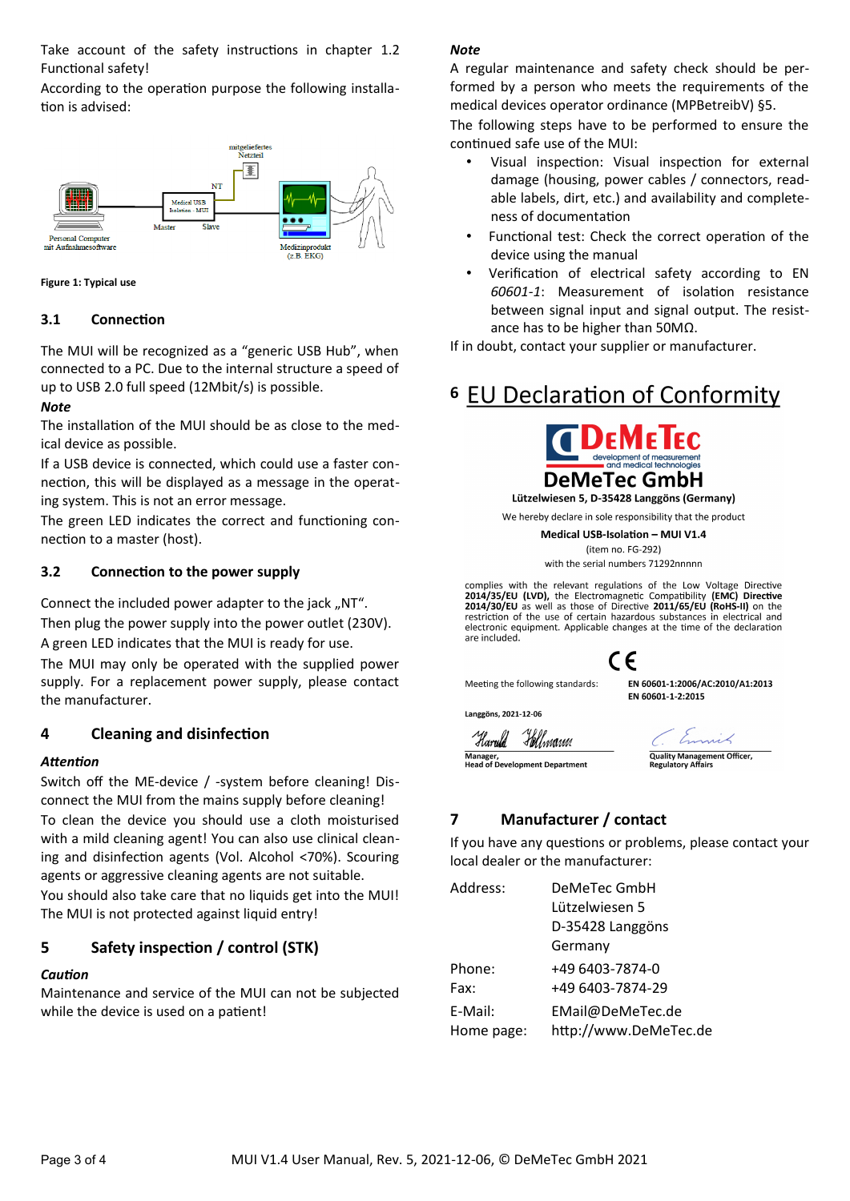Take account of the safety instructions in chapter 1.2 Functional safety!

According to the operation purpose the following installation is advised:

**Figure 1: Typical use**

### 3.1 Connection

The MUI will be recognized as a “generic USB Hub”, when connected to a PC. Due to the internal structure a speed of up to USB 2.0 full speed (12Mbit/s) is possible.

***Note***

The installation of the MUI should be as close to the medical device as possible.

If a USB device is connected, which could use a faster connection, this will be displayed as a message in the operating system. This is not an error message.

The green LED indicates the correct and functioning connection to a master (host).

### 3.2 Connection to the power supply

Connect the included power adapter to the jack „NT“.

Then plug the power supply into the power outlet (230V).

A green LED indicates that the MUI is ready for use.

The MUI may only be operated with the supplied power supply. For a replacement power supply, please contact the manufacturer.

## 4 Cleaning and disinfection

***Attention***

Switch off the ME-device / -system before cleaning! Disconnect the MUI from the mains supply before cleaning!

To clean the device you should use a cloth moisturised with a mild cleaning agent! You can also use clinical cleaning and disinfection agents (Vol. Alcohol <70%). Scouring agents or aggressive cleaning agents are not suitable.

You should also take care that no liquids get into the MUI! The MUI is not protected against liquid entry!

## 5 Safety inspection / control (STK)

***Caution***

Maintenance and service of the MUI can not be subjected while the device is used on a patient!

***Note***

A regular maintenance and safety check should be performed by a person who meets the requirements of the medical devices operator ordinance (MPBetreibV) §5.

The following steps have to be performed to ensure the continued safe use of the MUI:

- Visual inspection: Visual inspection for external damage (housing, power cables / connectors, readable labels, dirt, etc.) and availability and completeness of documentation
- Functional test: Check the correct operation of the device using the manual
- Verification of electrical safety according to EN *60601-1*: Measurement of isolation resistance between signal input and signal output. The resistance has to be higher than 50MΩ.

If in doubt, contact your supplier or manufacturer.

# 6 EU Declaration of Conformity

**DeMeTec GmbH**

**Lützelwiesen 5, D-35428 Langgöns (Germany)**

We hereby declare in sole responsibility that the product

**Medical USB-Isolation – MUI V1.4**

(item no. FG-292)

with the serial numbers 71292nnnnn

complies with the relevant regulations of the Low Voltage Directive **2014/35/EU (LVD),** the Electromagnetic Compatibility **(EMC) Directive 2014/30/EU** as well as those of Directive **2011/65/EU (RoHS-II)** on the restriction of the use of certain hazardous substances in electrical and electronic equipment. Applicable changes at the time of the declaration are included.

CE

Meeting the following standards: **EN 60601-1:2006/AC:2010/A1:2013**
**EN 60601-1-2:2015**

**Langgöns, 2021-12-06**

**Manager,**
**Head of Development Department**

**Quality Management Officer,**
**Regulatory Affairs**

## 7 Manufacturer / contact

If you have any questions or problems, please contact your local dealer or the manufacturer:

| | |
|---|---|
| Address: | DeMeTec GmbH<br>Lützelwiesen 5<br>D-35428 Langgöns<br>Germany |
| Phone: | +49 6403-7874-0 |
| Fax: | +49 6403-7874-29 |
| E-Mail: | EMail@DeMeTec.de |
| Home page: | http://www.DeMeTec.de |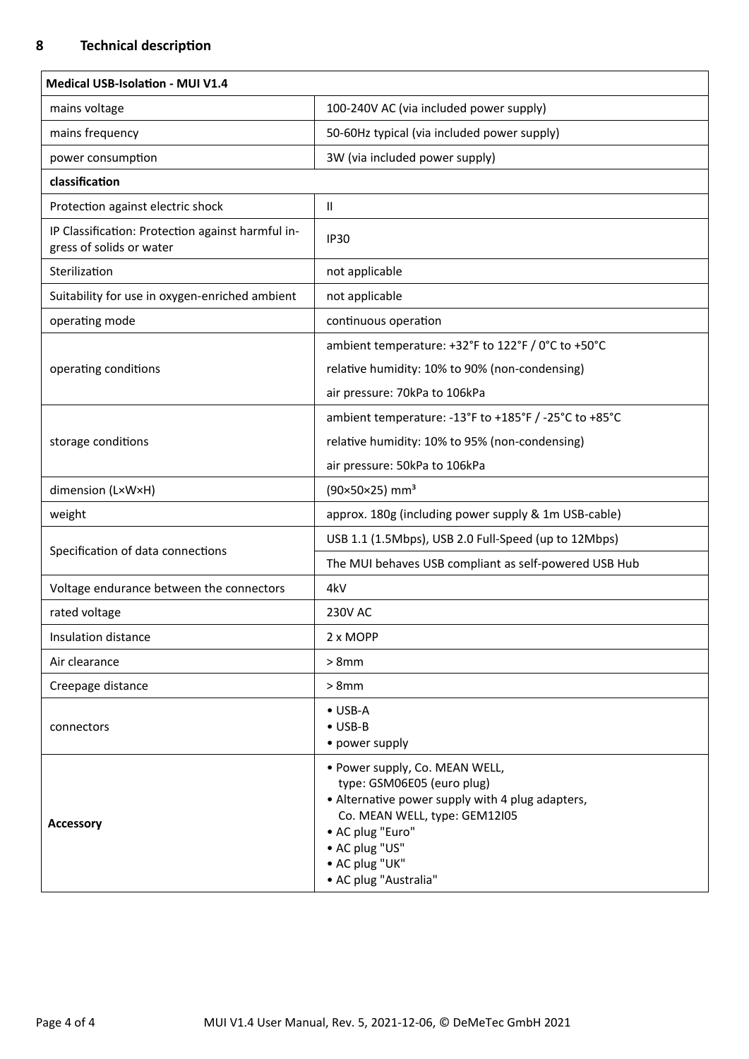## 8 Technical description

| Medical USB-Isolation - MUI V1.4 | |
|---|---|
| mains voltage | 100-240V AC (via included power supply) |
| mains frequency | 50-60Hz typical (via included power supply) |
| power consumption | 3W (via included power supply) |
| **classification** | |
| Protection against electric shock | II |
| IP Classification: Protection against harmful ingress of solids or water | IP30 |
| Sterilization | not applicable |
| Suitability for use in oxygen-enriched ambient | not applicable |
| operating mode | continuous operation |
| operating conditions | ambient temperature: +32°F to 122°F / 0°C to +50°C<br>relative humidity: 10% to 90% (non-condensing)<br>air pressure: 70kPa to 106kPa |
| storage conditions | ambient temperature: -13°F to +185°F / -25°C to +85°C<br>relative humidity: 10% to 95% (non-condensing)<br>air pressure: 50kPa to 106kPa |
| dimension (L×W×H) | (90×50×25) mm³ |
| weight | approx. 180g (including power supply & 1m USB-cable) |
| Specification of data connections | USB 1.1 (1.5Mbps), USB 2.0 Full-Speed (up to 12Mbps)<br>The MUI behaves USB compliant as self-powered USB Hub |
| Voltage endurance between the connectors | 4kV |
| rated voltage | 230V AC |
| Insulation distance | 2 x MOPP |
| Air clearance | > 8mm |
| Creepage distance | > 8mm |
| connectors | • USB-A<br>• USB-B<br>• power supply |
| **Accessory** | • Power supply, Co. MEAN WELL, type: GSM06E05 (euro plug)<br>• Alternative power supply with 4 plug adapters, Co. MEAN WELL, type: GEM12I05<br>• AC plug "Euro"<br>• AC plug "US"<br>• AC plug "UK"<br>• AC plug "Australia" |